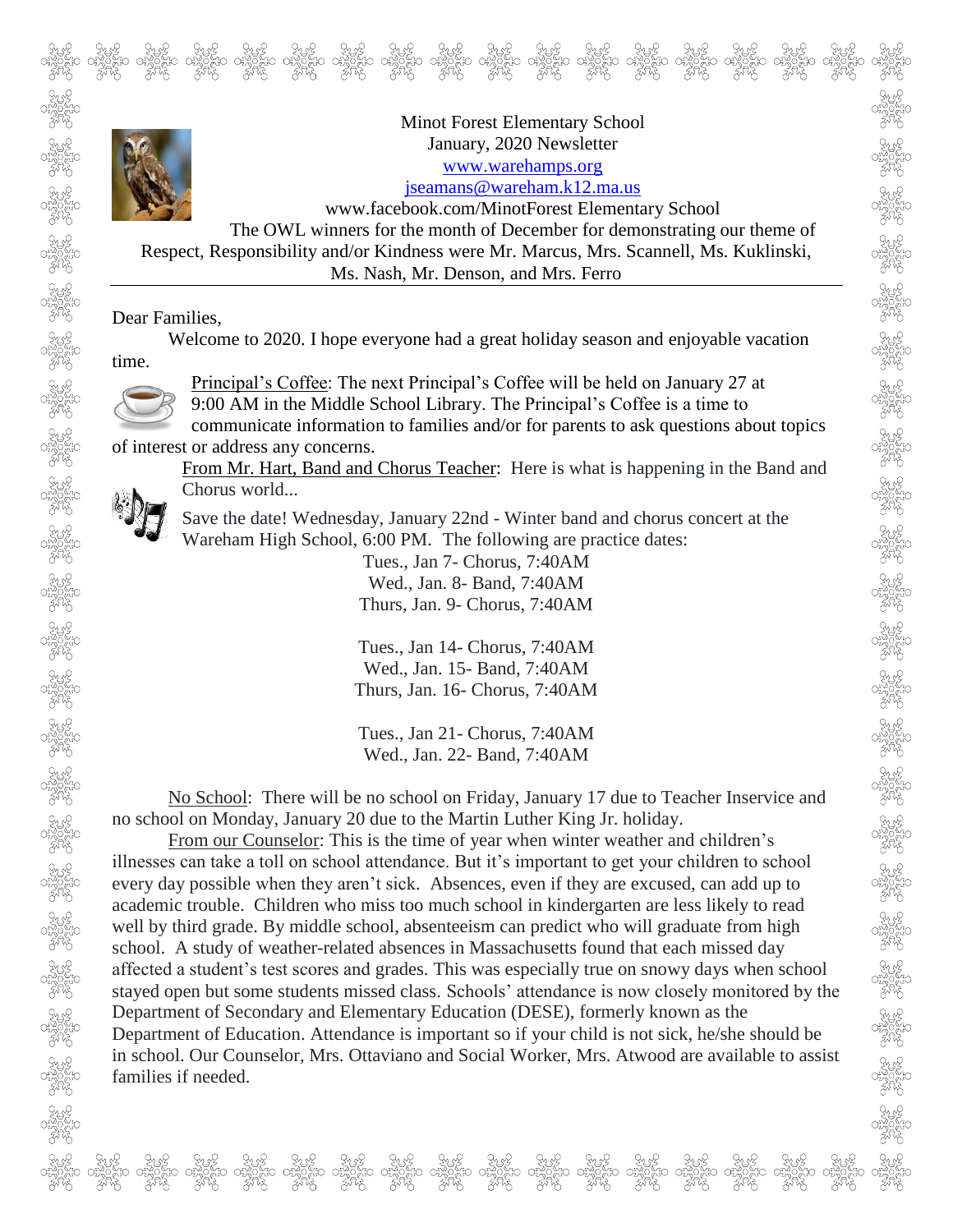Minot Forest Elementary School
January, 2020 Newsletter
www.warehamps.org
jseamans@wareham.k12.ma.us
www.facebook.com/MinotForest Elementary School

The OWL winners for the month of December for demonstrating our theme of Respect, Responsibility and/or Kindness were Mr. Marcus, Mrs. Scannell, Ms. Kuklinski, Ms. Nash, Mr. Denson, and Mrs. Ferro

---

Dear Families,

Welcome to 2020. I hope everyone had a great holiday season and enjoyable vacation time.

Principal's Coffee: The next Principal's Coffee will be held on January 27 at 9:00 AM in the Middle School Library. The Principal's Coffee is a time to communicate information to families and/or for parents to ask questions about topics of interest or address any concerns.

From Mr. Hart, Band and Chorus Teacher: Here is what is happening in the Band and Chorus world...

Save the date! Wednesday, January 22nd - Winter band and chorus concert at the Wareham High School, 6:00 PM. The following are practice dates:

Tues., Jan 7- Chorus, 7:40AM
Wed., Jan. 8- Band, 7:40AM
Thurs, Jan. 9- Chorus, 7:40AM

Tues., Jan 14- Chorus, 7:40AM
Wed., Jan. 15- Band, 7:40AM
Thurs, Jan. 16- Chorus, 7:40AM

Tues., Jan 21- Chorus, 7:40AM
Wed., Jan. 22- Band, 7:40AM

No School: There will be no school on Friday, January 17 due to Teacher Inservice and no school on Monday, January 20 due to the Martin Luther King Jr. holiday.

From our Counselor: This is the time of year when winter weather and children's illnesses can take a toll on school attendance. But it's important to get your children to school every day possible when they aren't sick. Absences, even if they are excused, can add up to academic trouble. Children who miss too much school in kindergarten are less likely to read well by third grade. By middle school, absenteeism can predict who will graduate from high school. A study of weather-related absences in Massachusetts found that each missed day affected a student's test scores and grades. This was especially true on snowy days when school stayed open but some students missed class. Schools' attendance is now closely monitored by the Department of Secondary and Elementary Education (DESE), formerly known as the Department of Education. Attendance is important so if your child is not sick, he/she should be in school. Our Counselor, Mrs. Ottaviano and Social Worker, Mrs. Atwood are available to assist families if needed.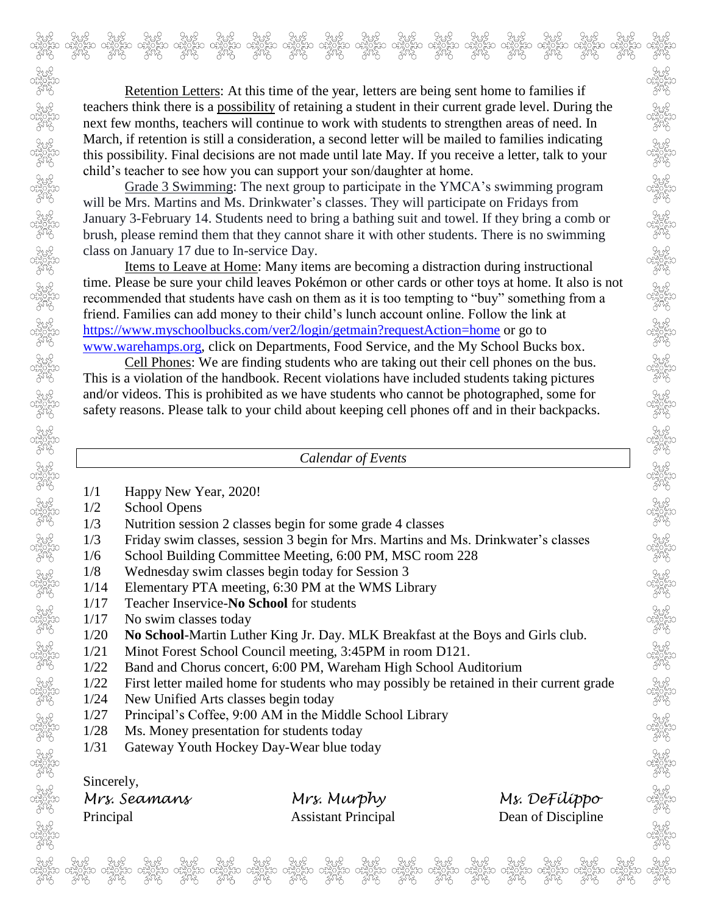Retention Letters: At this time of the year, letters are being sent home to families if teachers think there is a possibility of retaining a student in their current grade level. During the next few months, teachers will continue to work with students to strengthen areas of need. In March, if retention is still a consideration, a second letter will be mailed to families indicating this possibility. Final decisions are not made until late May. If you receive a letter, talk to your child's teacher to see how you can support your son/daughter at home.

Grade 3 Swimming: The next group to participate in the YMCA's swimming program will be Mrs. Martins and Ms. Drinkwater's classes. They will participate on Fridays from January 3-February 14. Students need to bring a bathing suit and towel. If they bring a comb or brush, please remind them that they cannot share it with other students. There is no swimming class on January 17 due to In-service Day.

Items to Leave at Home: Many items are becoming a distraction during instructional time. Please be sure your child leaves Pokémon or other cards or other toys at home. It also is not recommended that students have cash on them as it is too tempting to "buy" something from a friend. Families can add money to their child's lunch account online. Follow the link at https://www.myschoolbucks.com/ver2/login/getmain?requestAction=home or go to www.warehamps.org, click on Departments, Food Service, and the My School Bucks box.

Cell Phones: We are finding students who are taking out their cell phones on the bus. This is a violation of the handbook. Recent violations have included students taking pictures and/or videos. This is prohibited as we have students who cannot be photographed, some for safety reasons. Please talk to your child about keeping cell phones off and in their backpacks.

*Calendar of Events*

| | |
|---|---|
| 1/1 | Happy New Year, 2020! |
| 1/2 | School Opens |
| 1/3 | Nutrition session 2 classes begin for some grade 4 classes |
| 1/3 | Friday swim classes, session 3 begin for Mrs. Martins and Ms. Drinkwater's classes |
| 1/6 | School Building Committee Meeting, 6:00 PM, MSC room 228 |
| 1/8 | Wednesday swim classes begin today for Session 3 |
| 1/14 | Elementary PTA meeting, 6:30 PM at the WMS Library |
| 1/17 | Teacher Inservice-**No School** for students |
| 1/17 | No swim classes today |
| 1/20 | **No School**-Martin Luther King Jr. Day. MLK Breakfast at the Boys and Girls club. |
| 1/21 | Minot Forest School Council meeting, 3:45PM in room D121. |
| 1/22 | Band and Chorus concert, 6:00 PM, Wareham High School Auditorium |
| 1/22 | First letter mailed home for students who may possibly be retained in their current grade |
| 1/24 | New Unified Arts classes begin today |
| 1/27 | Principal's Coffee, 9:00 AM in the Middle School Library |
| 1/28 | Ms. Money presentation for students today |
| 1/31 | Gateway Youth Hockey Day-Wear blue today |

Sincerely,

| | | |
|---|---|---|
| *Mrs. Seamans* | *Mrs. Murphy* | *Ms. DeFilippo* |
| Principal | Assistant Principal | Dean of Discipline |